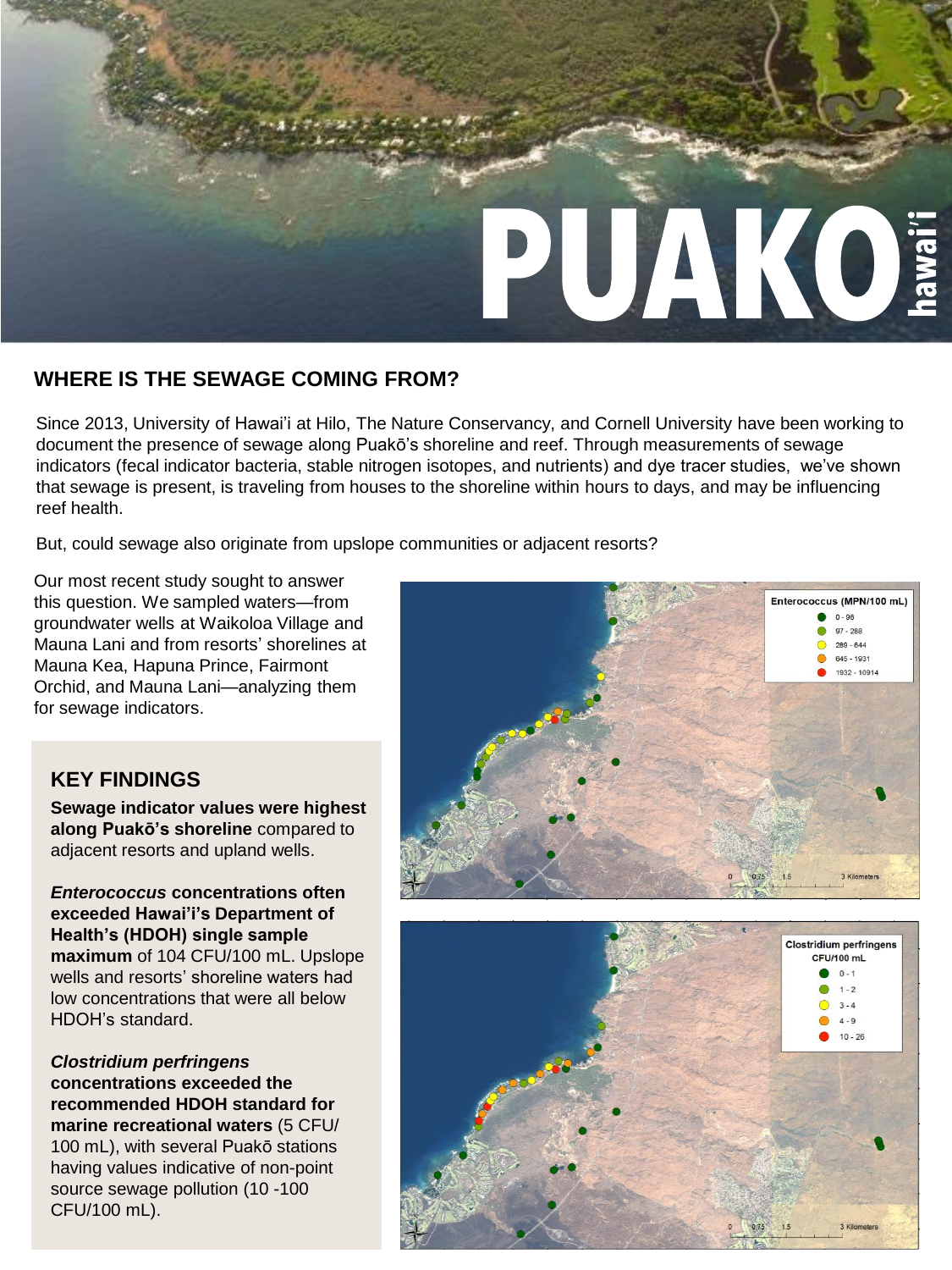# PUAKO hawai'i

## WHERE IS THE SEWAGE COMING FROM?

Since 2013, University of Hawai'i at Hilo, The Nature Conservancy, and Cornell University have been working to document the presence of sewage along Puakō's shoreline and reef. Through measurements of sewage indicators (fecal indicator bacteria, stable nitrogen isotopes, and nutrients) and dye tracer studies, we've shown that sewage is present, is traveling from houses to the shoreline within hours to days, and may be influencing reef health.

But, could sewage also originate from upslope communities or adjacent resorts?

Our most recent study sought to answer this question. We sampled waters—from groundwater wells at Waikoloa Village and Mauna Lani and from resorts' shorelines at Mauna Kea, Hapuna Prince, Fairmont Orchid, and Mauna Lani—analyzing them for sewage indicators.

### KEY FINDINGS

**Sewage indicator values were highest along Puakō's shoreline** compared to adjacent resorts and upland wells.

***Enterococcus* concentrations often exceeded Hawai'i's Department of Health's (HDOH) single sample maximum** of 104 CFU/100 mL. Upslope wells and resorts' shoreline waters had low concentrations that were all below HDOH's standard.

***Clostridium perfringens* concentrations exceeded the recommended HDOH standard for marine recreational waters** (5 CFU/100 mL), with several Puakō stations having values indicative of non-point source sewage pollution (10 -100 CFU/100 mL).

Enterococcus (MPN/100 mL)
- 0 - 96
- 97 - 288
- 289 - 644
- 645 - 1931
- 1932 - 10914

0 0.75 1.5 3 Kilometers

Clostridium perfringens CFU/100 mL
- 0 - 1
- 1 - 2
- 3 - 4
- 4 - 9
- 10 - 26

0 0.75 1.5 3 Kilometers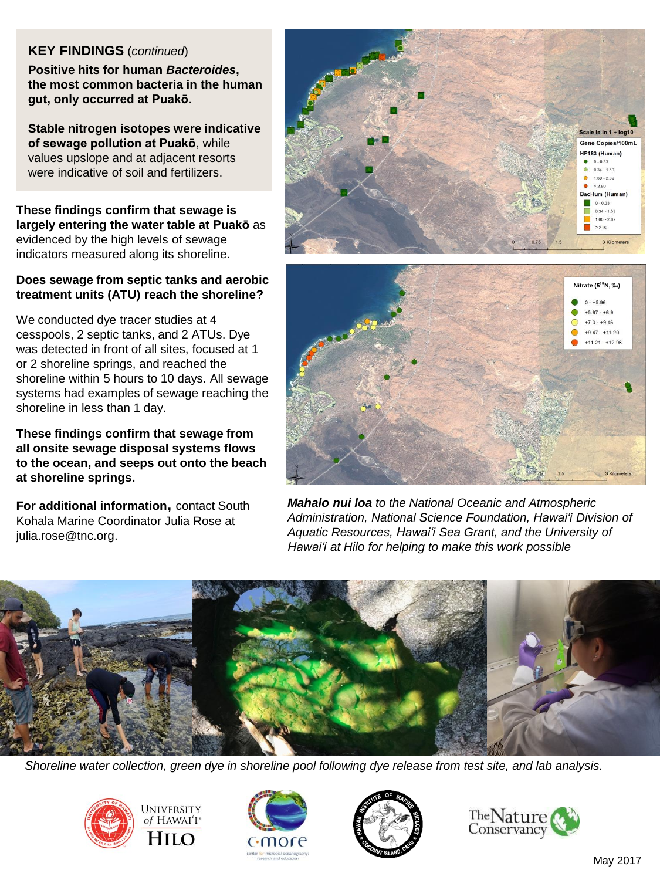### KEY FINDINGS (*continued*)

**Positive hits for human *Bacteroides*, the most common bacteria in the human gut, only occurred at Puakō.**

**Stable nitrogen isotopes were indicative of sewage pollution at Puakō**, while values upslope and at adjacent resorts were indicative of soil and fertilizers.

**These findings confirm that sewage is largely entering the water table at Puakō** as evidenced by the high levels of sewage indicators measured along its shoreline.

**Does sewage from septic tanks and aerobic treatment units (ATU) reach the shoreline?**

We conducted dye tracer studies at 4 cesspools, 2 septic tanks, and 2 ATUs. Dye was detected in front of all sites, focused at 1 or 2 shoreline springs, and reached the shoreline within 5 hours to 10 days. All sewage systems had examples of sewage reaching the shoreline in less than 1 day.

**These findings confirm that sewage from all onsite sewage disposal systems flows to the ocean, and seeps out onto the beach at shoreline springs.**

**For additional information,** contact South Kohala Marine Coordinator Julia Rose at julia.rose@tnc.org.

Scale is in 1 + log10
Gene Copies/100mL
HF183 (Human)
0 - 0.33
0.34 - 1.59
1.60 - 2.89
> 2.90
BacHum (Human)
0 - 0.33
0.34 - 1.59
1.60 - 2.89
> 2.90
0 0.75 1.5 3 Kilometers

Nitrate ($\delta^{15}N$, ‰)
0 - +5.96
+5.97 - +6.9
+7.0 - +9.46
+9.47 - +11.20
+11.21 - +12.96
0 0.75 1.5 3 Kilometers

***Mahalo nui loa** to the National Oceanic and Atmospheric Administration, National Science Foundation, Hawai'i Division of Aquatic Resources, Hawai'i Sea Grant, and the University of Hawai'i at Hilo for helping to make this work possible*

*Shoreline water collection, green dye in shoreline pool following dye release from test site, and lab analysis.*

May 2017